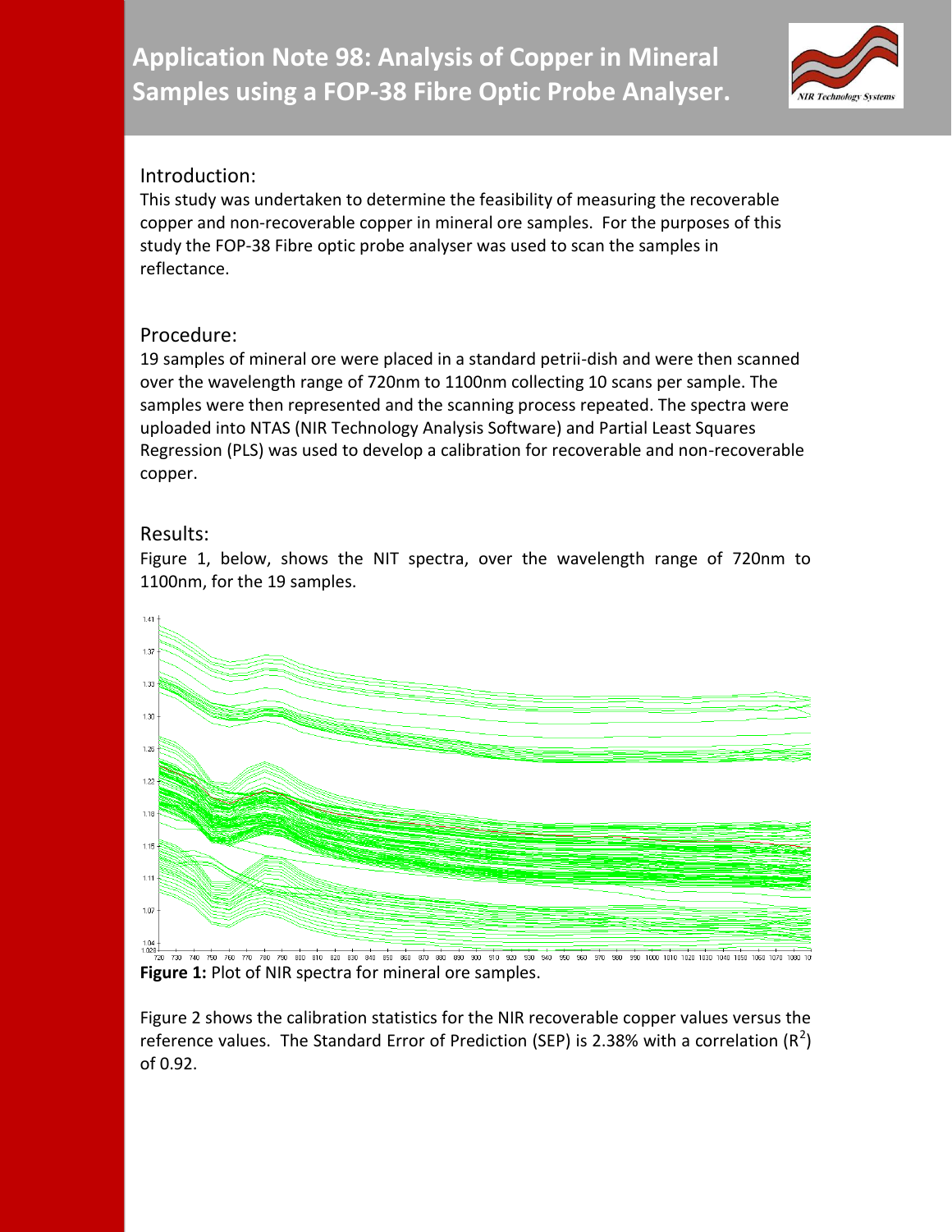# Application Note 98: Analysis of Copper in Mineral Samples using a FOP-38 Fibre Optic Probe Analyser.

## Introduction:

This study was undertaken to determine the feasibility of measuring the recoverable copper and non-recoverable copper in mineral ore samples. For the purposes of this study the FOP-38 Fibre optic probe analyser was used to scan the samples in reflectance.

## Procedure:

19 samples of mineral ore were placed in a standard petrii-dish and were then scanned over the wavelength range of 720nm to 1100nm collecting 10 scans per sample. The samples were then represented and the scanning process repeated. The spectra were uploaded into NTAS (NIR Technology Analysis Software) and Partial Least Squares Regression (PLS) was used to develop a calibration for recoverable and non-recoverable copper.

## Results:

Figure 1, below, shows the NIT spectra, over the wavelength range of 720nm to 1100nm, for the 19 samples.

**Figure 1:** Plot of NIR spectra for mineral ore samples.

Figure 2 shows the calibration statistics for the NIR recoverable copper values versus the reference values. The Standard Error of Prediction (SEP) is 2.38% with a correlation ($R^2$) of 0.92.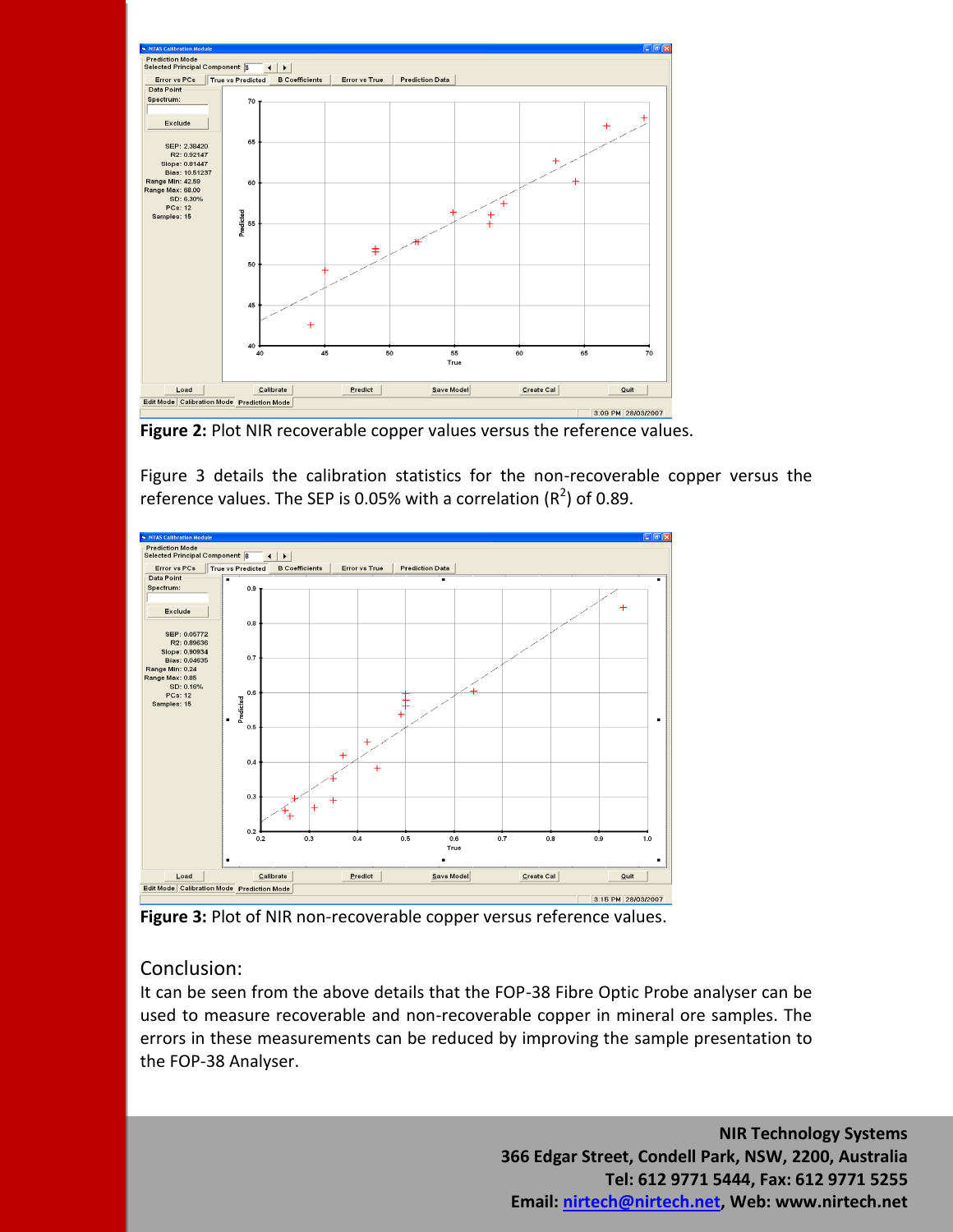NTAS Calibration Module

Prediction Mode

Selected Principal Component

Error vs PCs | True vs Predicted | B Coefficients | Error vs True | Prediction Data

Data Point

Spectrum:

Exclude

SEP: 2.38420
R2: 0.92147
Slope: 0.81447
Bias: 10.51237
Range Min: 42.59
Range Max: 68.00
SD: 6.30%
PCs: 12
Samples: 15

Predicted

True

Load | Calibrate | Predict | Save Model | Create Cal | Quit

Edit Mode | Calibration Mode | Prediction Mode

3:09 PM 28/03/2007

**Figure 2:** Plot NIR recoverable copper values versus the reference values.

Figure 3 details the calibration statistics for the non-recoverable copper versus the reference values. The SEP is 0.05% with a correlation ($R^2$) of 0.89.

NTAS Calibration Module

Prediction Mode

Selected Principal Component

Error vs PCs | True vs Predicted | B Coefficients | Error vs True | Prediction Data

Data Point

Spectrum:

Exclude

SEP: 0.05772
R2: 0.89636
Slope: 0.90934
Bias: 0.04635
Range Min: 0.24
Range Max: 0.85
SD: 0.16%
PCs: 12
Samples: 15

Predicted

True

Load | Calibrate | Predict | Save Model | Create Cal | Quit

Edit Mode | Calibration Mode | Prediction Mode

3:15 PM 28/03/2007

**Figure 3:** Plot of NIR non-recoverable copper versus reference values.

## Conclusion:

It can be seen from the above details that the FOP-38 Fibre Optic Probe analyser can be used to measure recoverable and non-recoverable copper in mineral ore samples. The errors in these measurements can be reduced by improving the sample presentation to the FOP-38 Analyser.

**NIR Technology Systems**
**366 Edgar Street, Condell Park, NSW, 2200, Australia**
**Tel: 612 9771 5444, Fax: 612 9771 5255**
**Email: nirtech@nirtech.net, Web: www.nirtech.net**